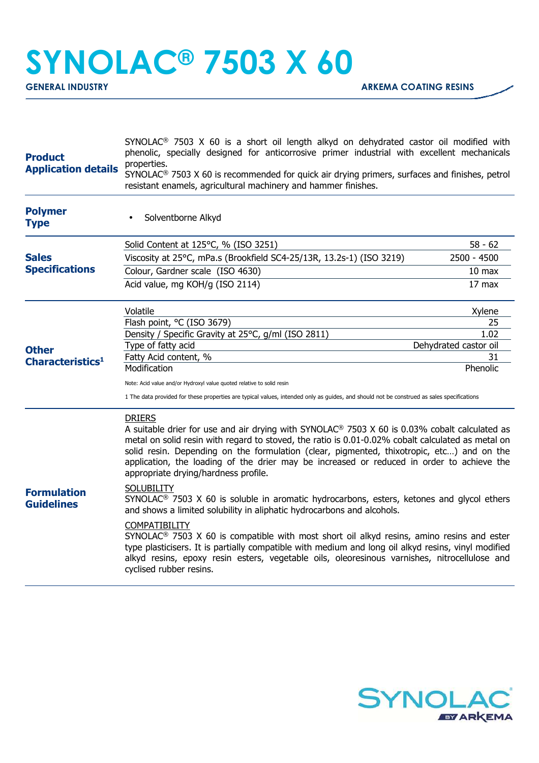# SYNOLAC® 7503 X 60

**GENERAL INDUSTRY** **ARKEMA COATING RESINS**

## Product Application details

SYNOLAC® 7503 X 60 is a short oil length alkyd on dehydrated castor oil modified with phenolic, specially designed for anticorrosive primer industrial with excellent mechanicals properties.
SYNOLAC® 7503 X 60 is recommended for quick air drying primers, surfaces and finishes, petrol resistant enamels, agricultural machinery and hammer finishes.

## Polymer Type

- Solventborne Alkyd

## Sales Specifications

| Property | Value |
|---|---|
| Solid Content at 125°C, % (ISO 3251) | 58 - 62 |
| Viscosity at 25°C, mPa.s (Brookfield SC4-25/13R, 13.2s-1) (ISO 3219) | 2500 - 4500 |
| Colour, Gardner scale (ISO 4630) | 10 max |
| Acid value, mg KOH/g (ISO 2114) | 17 max |

## Other Characteristics[1]

| Property | Value |
|---|---|
| Volatile | Xylene |
| Flash point, °C (ISO 3679) | 25 |
| Density / Specific Gravity at 25°C, g/ml (ISO 2811) | 1.02 |
| Type of fatty acid | Dehydrated castor oil |
| Fatty Acid content, % | 31 |
| Modification | Phenolic |

Note: Acid value and/or Hydroxyl value quoted relative to solid resin

1 The data provided for these properties are typical values, intended only as guides, and should not be construed as sales specifications

## Formulation Guidelines

DRIERS
A suitable drier for use and air drying with SYNOLAC® 7503 X 60 is 0.03% cobalt calculated as metal on solid resin with regard to stoved, the ratio is 0.01-0.02% cobalt calculated as metal on solid resin. Depending on the formulation (clear, pigmented, thixotropic, etc…) and on the application, the loading of the drier may be increased or reduced in order to achieve the appropriate drying/hardness profile.

SOLUBILITY
SYNOLAC® 7503 X 60 is soluble in aromatic hydrocarbons, esters, ketones and glycol ethers and shows a limited solubility in aliphatic hydrocarbons and alcohols.

COMPATIBILITY
SYNOLAC® 7503 X 60 is compatible with most short oil alkyd resins, amino resins and ester type plasticisers. It is partially compatible with medium and long oil alkyd resins, vinyl modified alkyd resins, epoxy resin esters, vegetable oils, oleoresinous varnishes, nitrocellulose and cyclised rubber resins.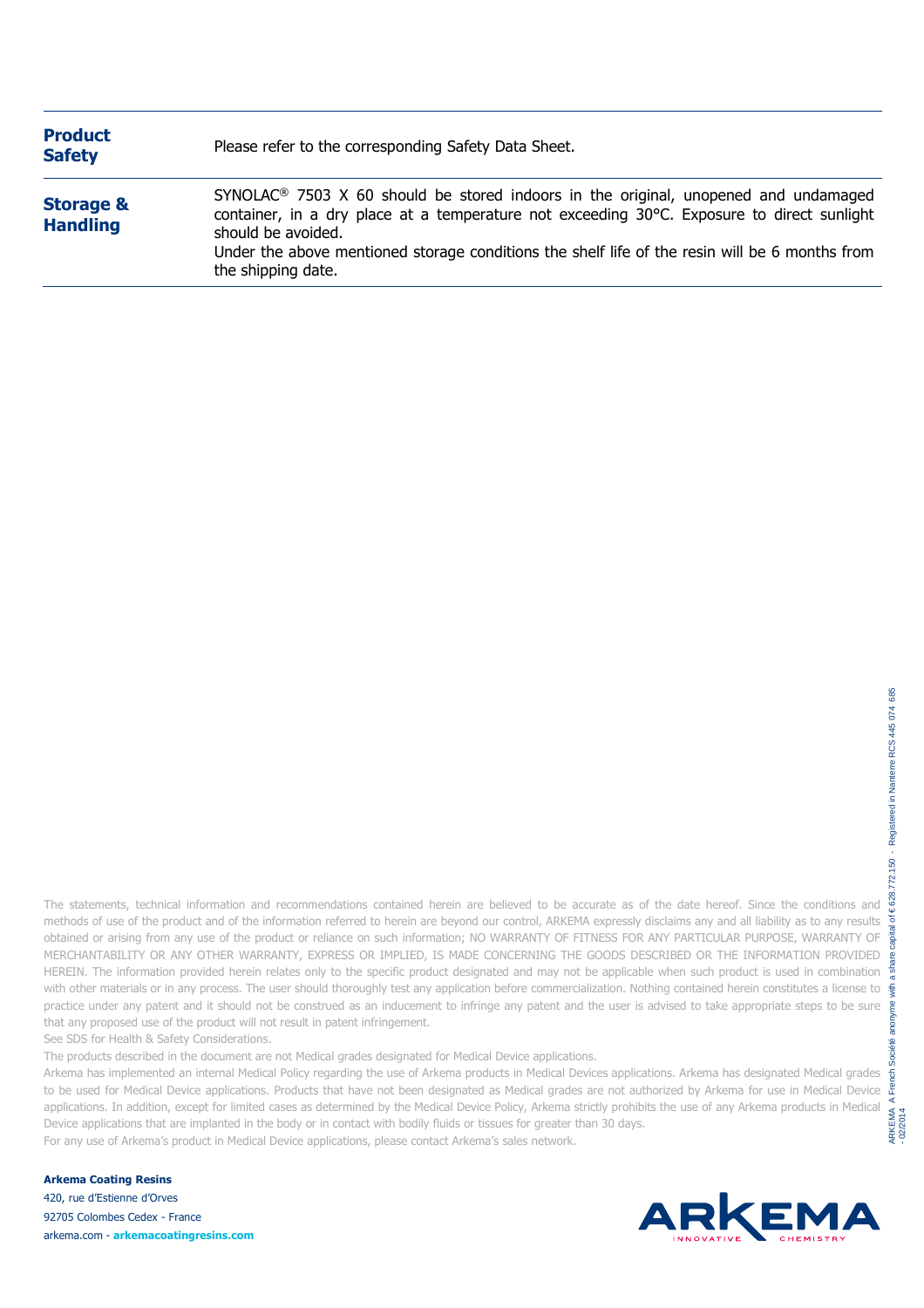| | |
|---|---|
| **Product Safety** | Please refer to the corresponding Safety Data Sheet. |
| **Storage & Handling** | SYNOLAC® 7503 X 60 should be stored indoors in the original, unopened and undamaged container, in a dry place at a temperature not exceeding 30°C. Exposure to direct sunlight should be avoided.<br>Under the above mentioned storage conditions the shelf life of the resin will be 6 months from the shipping date. |

The statements, technical information and recommendations contained herein are believed to be accurate as of the date hereof. Since the conditions and methods of use of the product and of the information referred to herein are beyond our control, ARKEMA expressly disclaims any and all liability as to any results obtained or arising from any use of the product or reliance on such information; NO WARRANTY OF FITNESS FOR ANY PARTICULAR PURPOSE, WARRANTY OF MERCHANTABILITY OR ANY OTHER WARRANTY, EXPRESS OR IMPLIED, IS MADE CONCERNING THE GOODS DESCRIBED OR THE INFORMATION PROVIDED HEREIN. The information provided herein relates only to the specific product designated and may not be applicable when such product is used in combination with other materials or in any process. The user should thoroughly test any application before commercialization. Nothing contained herein constitutes a license to practice under any patent and it should not be construed as an inducement to infringe any patent and the user is advised to take appropriate steps to be sure that any proposed use of the product will not result in patent infringement.
See SDS for Health & Safety Considerations.

The products described in the document are not Medical grades designated for Medical Device applications.

Arkema has implemented an internal Medical Policy regarding the use of Arkema products in Medical Devices applications. Arkema has designated Medical grades to be used for Medical Device applications. Products that have not been designated as Medical grades are not authorized by Arkema for use in Medical Device applications. In addition, except for limited cases as determined by the Medical Device Policy, Arkema strictly prohibits the use of any Arkema products in Medical Device applications that are implanted in the body or in contact with bodily fluids or tissues for greater than 30 days.

For any use of Arkema's product in Medical Device applications, please contact Arkema's sales network.

**Arkema Coating Resins**
420, rue d'Estienne d'Orves
92705 Colombes Cedex - France
arkema.com - **arkemacoatingresins.com**

ARKEMA INNOVATIVE CHEMISTRY

ARKEMA A French Société anonyme with a share capital of € 628.772.150 - Registered in Nanterre RCS 445 074 685 - 02/2014